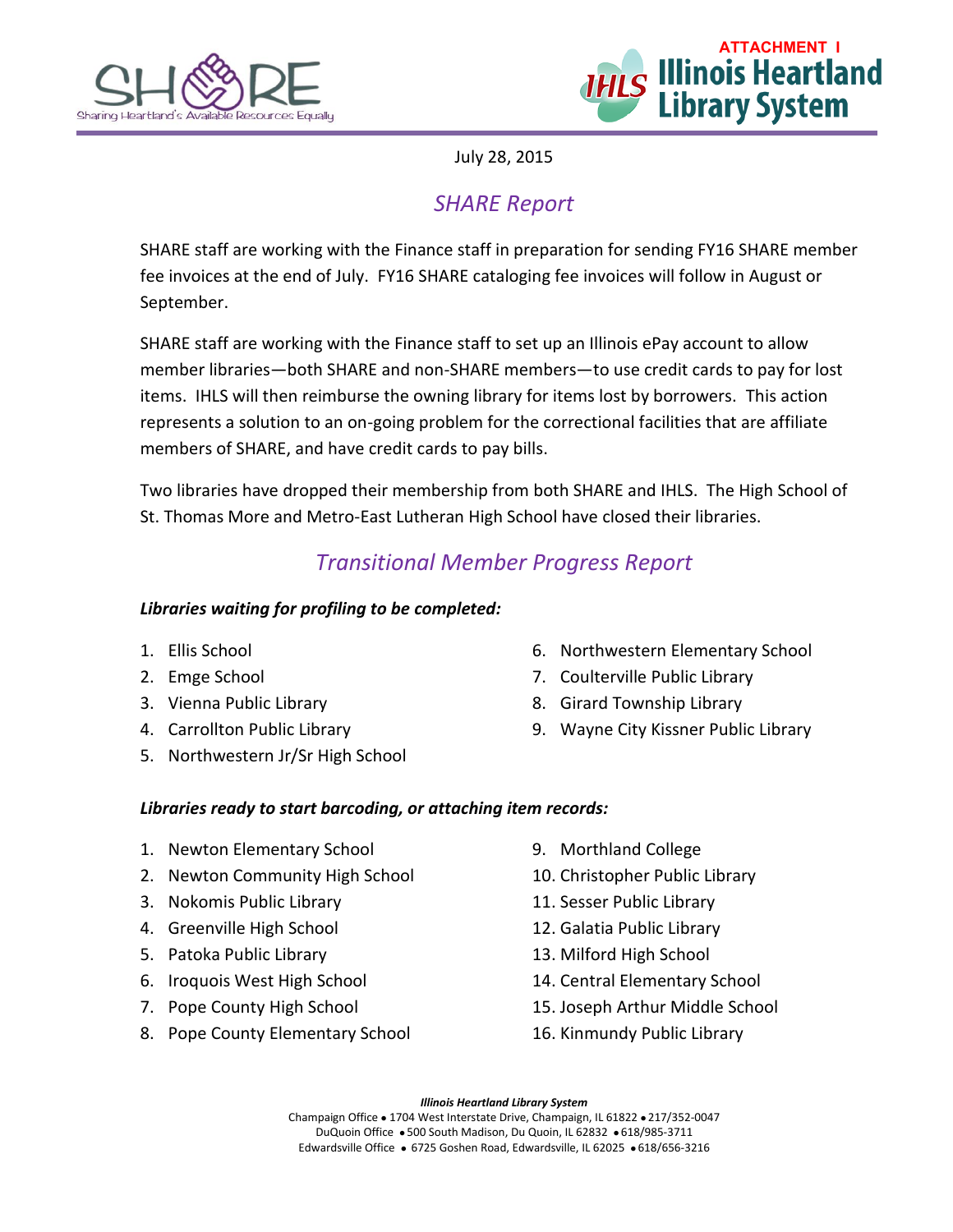ATTACHMENT I

July 28, 2015

## *SHARE Report*

SHARE staff are working with the Finance staff in preparation for sending FY16 SHARE member fee invoices at the end of July. FY16 SHARE cataloging fee invoices will follow in August or September.

SHARE staff are working with the Finance staff to set up an Illinois ePay account to allow member libraries—both SHARE and non-SHARE members—to use credit cards to pay for lost items. IHLS will then reimburse the owning library for items lost by borrowers. This action represents a solution to an on-going problem for the correctional facilities that are affiliate members of SHARE, and have credit cards to pay bills.

Two libraries have dropped their membership from both SHARE and IHLS. The High School of St. Thomas More and Metro-East Lutheran High School have closed their libraries.

## *Transitional Member Progress Report*

***Libraries waiting for profiling to be completed:***

1. Ellis School
2. Emge School
3. Vienna Public Library
4. Carrollton Public Library
5. Northwestern Jr/Sr High School
6. Northwestern Elementary School
7. Coulterville Public Library
8. Girard Township Library
9. Wayne City Kissner Public Library

***Libraries ready to start barcoding, or attaching item records:***

1. Newton Elementary School
2. Newton Community High School
3. Nokomis Public Library
4. Greenville High School
5. Patoka Public Library
6. Iroquois West High School
7. Pope County High School
8. Pope County Elementary School
9. Morthland College
10. Christopher Public Library
11. Sesser Public Library
12. Galatia Public Library
13. Milford High School
14. Central Elementary School
15. Joseph Arthur Middle School
16. Kinmundy Public Library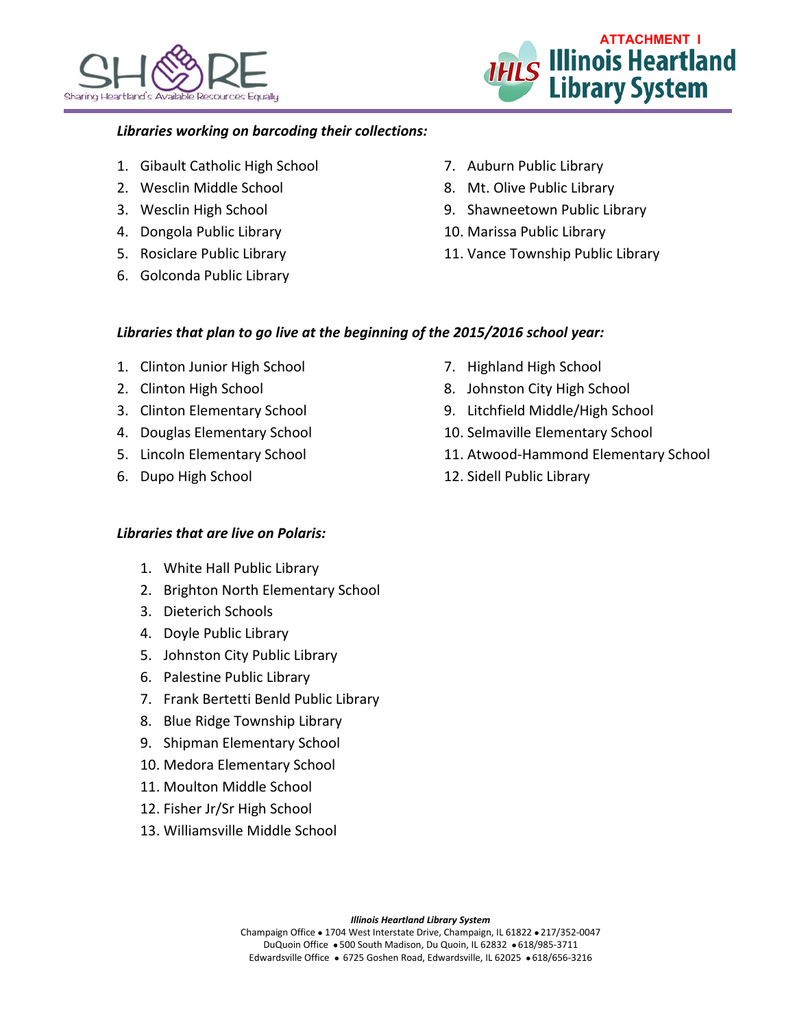ATTACHMENT I

SHARE — Sharing Heartland's Available Resources Equally

IHLS Illinois Heartland Library System

***Libraries working on barcoding their collections:***

1. Gibault Catholic High School
2. Wesclin Middle School
3. Wesclin High School
4. Dongola Public Library
5. Rosiclare Public Library
6. Golconda Public Library
7. Auburn Public Library
8. Mt. Olive Public Library
9. Shawneetown Public Library
10. Marissa Public Library
11. Vance Township Public Library

***Libraries that plan to go live at the beginning of the 2015/2016 school year:***

1. Clinton Junior High School
2. Clinton High School
3. Clinton Elementary School
4. Douglas Elementary School
5. Lincoln Elementary School
6. Dupo High School
7. Highland High School
8. Johnston City High School
9. Litchfield Middle/High School
10. Selmaville Elementary School
11. Atwood-Hammond Elementary School
12. Sidell Public Library

***Libraries that are live on Polaris:***

1. White Hall Public Library
2. Brighton North Elementary School
3. Dieterich Schools
4. Doyle Public Library
5. Johnston City Public Library
6. Palestine Public Library
7. Frank Bertetti Benld Public Library
8. Blue Ridge Township Library
9. Shipman Elementary School
10. Medora Elementary School
11. Moulton Middle School
12. Fisher Jr/Sr High School
13. Williamsville Middle School

***Illinois Heartland Library System***

Champaign Office • 1704 West Interstate Drive, Champaign, IL 61822 • 217/352-0047
DuQuoin Office • 500 South Madison, Du Quoin, IL 62832 • 618/985-3711
Edwardsville Office • 6725 Goshen Road, Edwardsville, IL 62025 • 618/656-3216